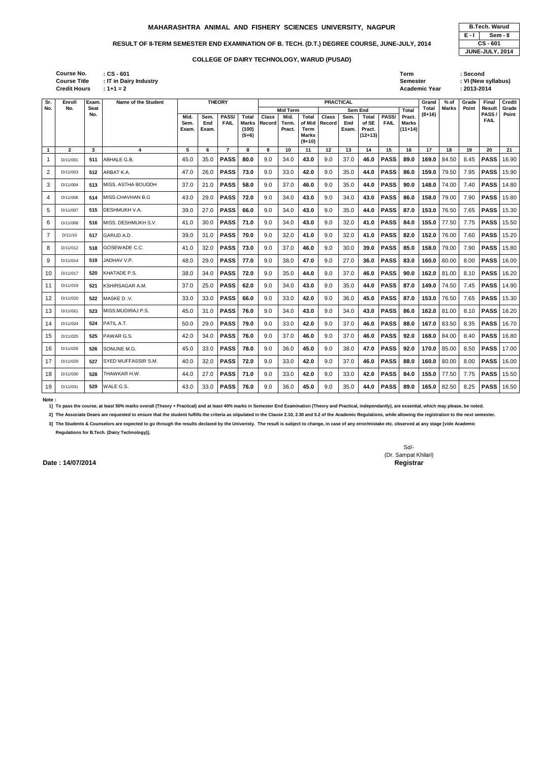# MAHARASHTRA ANIMAL AND FISHERY SCIENCES UNIVERSITY, NAGPUR

| B.Tech. Warud | |
|---|---|
| E - I | Sem - II |
| CS - 601 | |
| JUNE-JULY, 2014 | |

## RESULT OF II-TERM SEMESTER END EXAMINATION OF B. TECH. (D.T.) DEGREE COURSE, JUNE-JULY, 2014

### COLLEGE OF DAIRY TECHNOLOGY, WARUD (PUSAD)

**Course No.** : CS - 601
**Course Title** : IT in Dairy Industry
**Credit Hours** : 1+1 = 2

**Term** : Second
**Semester** : VI (New syllabus)
**Academic Year** : 2013-2014

| Sr. No. | Enroll No. | Exam. Seat No. | Name of the Student | THEORY | | | | PRACTICAL | | | | | | | | Grand Total (8+16) | % of Marks | Grade Point | Final Result PASS / FAIL | Credit Grade Point |
|---|---|---|---|---|---|---|---|---|---|---|---|---|---|---|---|---|---|---|---|---|
| | | | | | | | | Mid Term | | | Sem End | | | | Total Pract. Marks (11+14) | | | | | |
| | | | | Mid. Sem. Exam. | Sem. End Exam. | PASS/ FAIL | Total Marks (100) (5+6) | Class Record | Mid. Term. Pract. | Total of Mid Term Marks (9+10) | Class Record | Sem. End Exam. | Total of SE Pract. (12+13) | PASS/ FAIL | | | | | | |
| 1 | 2 | 3 | 4 | 5 | 6 | 7 | 8 | 9 | 10 | 11 | 12 | 13 | 14 | 15 | 16 | 17 | 18 | 19 | 20 | 21 |
| 1 | D/11/001 | 511 | ABHALE G.B. | 45.0 | 35.0 | PASS | 80.0 | 9.0 | 34.0 | 43.0 | 9.0 | 37.0 | 46.0 | PASS | 89.0 | 169.0 | 84.50 | 8.45 | PASS | 16.90 |
| 2 | D/11/003 | 512 | ARBAT K.A. | 47.0 | 26.0 | PASS | 73.0 | 9.0 | 33.0 | 42.0 | 9.0 | 35.0 | 44.0 | PASS | 86.0 | 159.0 | 79.50 | 7.95 | PASS | 15.90 |
| 3 | D/11/004 | 513 | MISS. ASTHA BOUDDH | 37.0 | 21.0 | PASS | 58.0 | 9.0 | 37.0 | 46.0 | 9.0 | 35.0 | 44.0 | PASS | 90.0 | 148.0 | 74.00 | 7.40 | PASS | 14.80 |
| 4 | D/11/006 | 514 | MISS.CHAVHAN B.G | 43.0 | 29.0 | PASS | 72.0 | 9.0 | 34.0 | 43.0 | 9.0 | 34.0 | 43.0 | PASS | 86.0 | 158.0 | 79.00 | 7.90 | PASS | 15.80 |
| 5 | D/11/007 | 515 | DESHMUKH V.A. | 39.0 | 27.0 | PASS | 66.0 | 9.0 | 34.0 | 43.0 | 9.0 | 35.0 | 44.0 | PASS | 87.0 | 153.0 | 76.50 | 7.65 | PASS | 15.30 |
| 6 | D/11/008 | 516 | MISS. DESHMUKH S.V. | 41.0 | 30.0 | PASS | 71.0 | 9.0 | 34.0 | 43.0 | 9.0 | 32.0 | 41.0 | PASS | 84.0 | 155.0 | 77.50 | 7.75 | PASS | 15.50 |
| 7 | D/11/10 | 517 | GARUD A.D. | 39.0 | 31.0 | PASS | 70.0 | 9.0 | 32.0 | 41.0 | 9.0 | 32.0 | 41.0 | PASS | 82.0 | 152.0 | 76.00 | 7.60 | PASS | 15.20 |
| 8 | D/11/012 | 518 | GOSEWADE C.C. | 41.0 | 32.0 | PASS | 73.0 | 9.0 | 37.0 | 46.0 | 9.0 | 30.0 | 39.0 | PASS | 85.0 | 158.0 | 79.00 | 7.90 | PASS | 15.80 |
| 9 | D/11/014 | 519 | JADHAV V.P. | 48.0 | 29.0 | PASS | 77.0 | 9.0 | 38.0 | 47.0 | 9.0 | 27.0 | 36.0 | PASS | 83.0 | 160.0 | 80.00 | 8.00 | PASS | 16.00 |
| 10 | D/11/017 | 520 | KHATADE P.S. | 38.0 | 34.0 | PASS | 72.0 | 9.0 | 35.0 | 44.0 | 9.0 | 37.0 | 46.0 | PASS | 90.0 | 162.0 | 81.00 | 8.10 | PASS | 16.20 |
| 11 | D/11/019 | 521 | KSHIRSAGAR A.M. | 37.0 | 25.0 | PASS | 62.0 | 9.0 | 34.0 | 43.0 | 9.0 | 35.0 | 44.0 | PASS | 87.0 | 149.0 | 74.50 | 7.45 | PASS | 14.90 |
| 12 | D/11/020 | 522 | MASKE D .V. | 33.0 | 33.0 | PASS | 66.0 | 9.0 | 33.0 | 42.0 | 9.0 | 36.0 | 45.0 | PASS | 87.0 | 153.0 | 76.50 | 7.65 | PASS | 15.30 |
| 13 | D/11/021 | 523 | MISS.MUDIRAJ P.S. | 45.0 | 31.0 | PASS | 76.0 | 9.0 | 34.0 | 43.0 | 9.0 | 34.0 | 43.0 | PASS | 86.0 | 162.0 | 81.00 | 8.10 | PASS | 16.20 |
| 14 | D/11/024 | 524 | PATIL A.T. | 50.0 | 29.0 | PASS | 79.0 | 9.0 | 33.0 | 42.0 | 9.0 | 37.0 | 46.0 | PASS | 88.0 | 167.0 | 83.50 | 8.35 | PASS | 16.70 |
| 15 | D/11/025 | 525 | PAWAR G.S. | 42.0 | 34.0 | PASS | 76.0 | 9.0 | 37.0 | 46.0 | 9.0 | 37.0 | 46.0 | PASS | 92.0 | 168.0 | 84.00 | 8.40 | PASS | 16.80 |
| 16 | D/11/028 | 526 | SONUNE M.G. | 45.0 | 33.0 | PASS | 78.0 | 9.0 | 36.0 | 45.0 | 9.0 | 38.0 | 47.0 | PASS | 92.0 | 170.0 | 85.00 | 8.50 | PASS | 17.00 |
| 17 | D/11/029 | 527 | SYED MUFFASSIR S.M. | 40.0 | 32.0 | PASS | 72.0 | 9.0 | 33.0 | 42.0 | 9.0 | 37.0 | 46.0 | PASS | 88.0 | 160.0 | 80.00 | 8.00 | PASS | 16.00 |
| 18 | D/11/030 | 528 | THAWKAR H.W. | 44.0 | 27.0 | PASS | 71.0 | 9.0 | 33.0 | 42.0 | 9.0 | 33.0 | 42.0 | PASS | 84.0 | 155.0 | 77.50 | 7.75 | PASS | 15.50 |
| 19 | D/11/031 | 529 | WALE G.S. | 43.0 | 33.0 | PASS | 76.0 | 9.0 | 36.0 | 45.0 | 9.0 | 35.0 | 44.0 | PASS | 89.0 | 165.0 | 82.50 | 8.25 | PASS | 16.50 |

**Note :**

1] To pass the course, at least 50% marks overall (Theory + Practical) and at least 40% marks in Semester End Examination (Theory and Practical, independantly), are essential, which may please, be noted.

2] The Associate Deans are requested to ensure that the student fulfills the criteria as stipulated in the Clause 2.10, 2.30 and 5.2 of the Academic Regulations, while allowing the registration to the next semester.

3] The Students & Counselors are expected to go through the results declared by the Univeristy. The result is subject to change, in case of any error/mistake etc. observed at any stage [vide Academic Regulations for B.Tech. (Dairy Technology)].

Sd/-
(Dr. Sampat Khilari)
**Registrar**

**Date : 14/07/2014**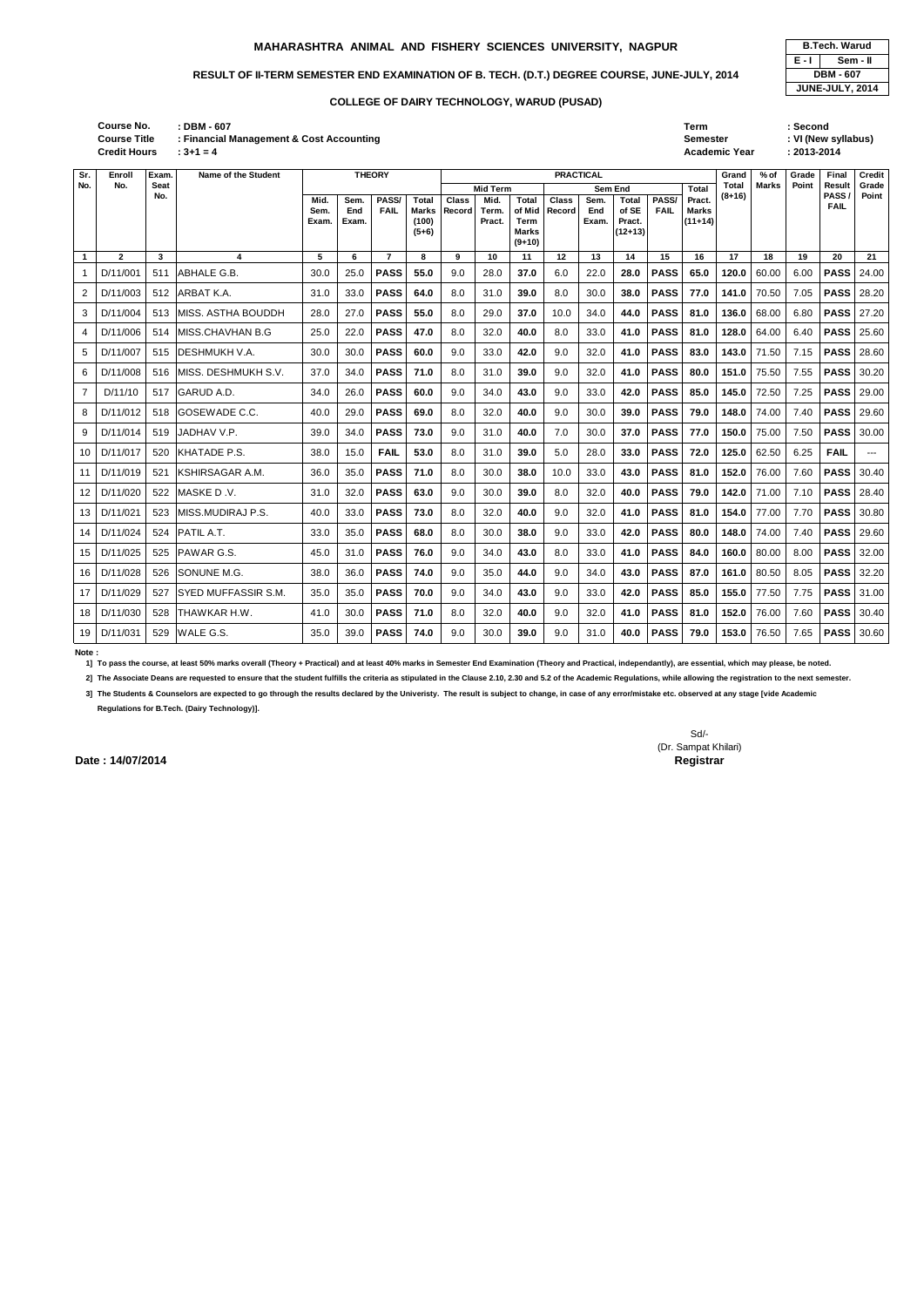**B.Tech. Warud**
**E - I** **Sem - II**
**DBM - 607**
**JUNE-JULY, 2014**

# MAHARASHTRA ANIMAL AND FISHERY SCIENCES UNIVERSITY, NAGPUR

## RESULT OF II-TERM SEMESTER END EXAMINATION OF B. TECH. (D.T.) DEGREE COURSE, JUNE-JULY, 2014

### COLLEGE OF DAIRY TECHNOLOGY, WARUD (PUSAD)

**Course No.** : DBM - 607
**Course Title** : Financial Management & Cost Accounting
**Credit Hours** : 3+1 = 4

**Term** : Second
**Semester** : VI (New syllabus)
**Academic Year** : 2013-2014

| Sr. No. | Enroll No. | Exam. Seat No. | Name of the Student | THEORY | | | | PRACTICAL | | | | | | | | Grand Total (8+16) | % of Marks | Grade Point | Final Result PASS / FAIL | Credit Grade Point |
|---|---|---|---|---|---|---|---|---|---|---|---|---|---|---|---|---|---|---|---|---|
| | | | | Mid. Sem. Exam. | Sem. End Exam. | PASS/ FAIL | Total Marks (100) (5+6) | Mid Term | | | Sem End | | | | Total Pract. Marks (11+14) | | | | | |
| | | | | | | | | Class Record | Mid. Term. Pract. | Total of Mid Term Marks (9+10) | Class Record | Sem. End Exam. | Total of SE Pract. (12+13) | PASS/ FAIL | | | | | | |
| 1 | 2 | 3 | 4 | 5 | 6 | 7 | 8 | 9 | 10 | 11 | 12 | 13 | 14 | 15 | 16 | 17 | 18 | 19 | 20 | 21 |
| 1 | D/11/001 | 511 | ABHALE G.B. | 30.0 | 25.0 | PASS | 55.0 | 9.0 | 28.0 | 37.0 | 6.0 | 22.0 | 28.0 | PASS | 65.0 | 120.0 | 60.00 | 6.00 | PASS | 24.00 |
| 2 | D/11/003 | 512 | ARBAT K.A. | 31.0 | 33.0 | PASS | 64.0 | 8.0 | 31.0 | 39.0 | 8.0 | 30.0 | 38.0 | PASS | 77.0 | 141.0 | 70.50 | 7.05 | PASS | 28.20 |
| 3 | D/11/004 | 513 | MISS. ASTHA BOUDDH | 28.0 | 27.0 | PASS | 55.0 | 8.0 | 29.0 | 37.0 | 10.0 | 34.0 | 44.0 | PASS | 81.0 | 136.0 | 68.00 | 6.80 | PASS | 27.20 |
| 4 | D/11/006 | 514 | MISS.CHAVHAN B.G | 25.0 | 22.0 | PASS | 47.0 | 8.0 | 32.0 | 40.0 | 8.0 | 33.0 | 41.0 | PASS | 81.0 | 128.0 | 64.00 | 6.40 | PASS | 25.60 |
| 5 | D/11/007 | 515 | DESHMUKH V.A. | 30.0 | 30.0 | PASS | 60.0 | 9.0 | 33.0 | 42.0 | 9.0 | 32.0 | 41.0 | PASS | 83.0 | 143.0 | 71.50 | 7.15 | PASS | 28.60 |
| 6 | D/11/008 | 516 | MISS. DESHMUKH S.V. | 37.0 | 34.0 | PASS | 71.0 | 8.0 | 31.0 | 39.0 | 9.0 | 32.0 | 41.0 | PASS | 80.0 | 151.0 | 75.50 | 7.55 | PASS | 30.20 |
| 7 | D/11/10 | 517 | GARUD A.D. | 34.0 | 26.0 | PASS | 60.0 | 9.0 | 34.0 | 43.0 | 9.0 | 33.0 | 42.0 | PASS | 85.0 | 145.0 | 72.50 | 7.25 | PASS | 29.00 |
| 8 | D/11/012 | 518 | GOSEWADE C.C. | 40.0 | 29.0 | PASS | 69.0 | 8.0 | 32.0 | 40.0 | 9.0 | 30.0 | 39.0 | PASS | 79.0 | 148.0 | 74.00 | 7.40 | PASS | 29.60 |
| 9 | D/11/014 | 519 | JADHAV V.P. | 39.0 | 34.0 | PASS | 73.0 | 9.0 | 31.0 | 40.0 | 7.0 | 30.0 | 37.0 | PASS | 77.0 | 150.0 | 75.00 | 7.50 | PASS | 30.00 |
| 10 | D/11/017 | 520 | KHATADE P.S. | 38.0 | 15.0 | FAIL | 53.0 | 8.0 | 31.0 | 39.0 | 5.0 | 28.0 | 33.0 | PASS | 72.0 | 125.0 | 62.50 | 6.25 | FAIL | --- |
| 11 | D/11/019 | 521 | KSHIRSAGAR A.M. | 36.0 | 35.0 | PASS | 71.0 | 8.0 | 30.0 | 38.0 | 10.0 | 33.0 | 43.0 | PASS | 81.0 | 152.0 | 76.00 | 7.60 | PASS | 30.40 |
| 12 | D/11/020 | 522 | MASKE D .V. | 31.0 | 32.0 | PASS | 63.0 | 9.0 | 30.0 | 39.0 | 8.0 | 32.0 | 40.0 | PASS | 79.0 | 142.0 | 71.00 | 7.10 | PASS | 28.40 |
| 13 | D/11/021 | 523 | MISS.MUDIRAJ P.S. | 40.0 | 33.0 | PASS | 73.0 | 8.0 | 32.0 | 40.0 | 9.0 | 32.0 | 41.0 | PASS | 81.0 | 154.0 | 77.00 | 7.70 | PASS | 30.80 |
| 14 | D/11/024 | 524 | PATIL A.T. | 33.0 | 35.0 | PASS | 68.0 | 8.0 | 30.0 | 38.0 | 9.0 | 33.0 | 42.0 | PASS | 80.0 | 148.0 | 74.00 | 7.40 | PASS | 29.60 |
| 15 | D/11/025 | 525 | PAWAR G.S. | 45.0 | 31.0 | PASS | 76.0 | 9.0 | 34.0 | 43.0 | 8.0 | 33.0 | 41.0 | PASS | 84.0 | 160.0 | 80.00 | 8.00 | PASS | 32.00 |
| 16 | D/11/028 | 526 | SONUNE M.G. | 38.0 | 36.0 | PASS | 74.0 | 9.0 | 35.0 | 44.0 | 9.0 | 34.0 | 43.0 | PASS | 87.0 | 161.0 | 80.50 | 8.05 | PASS | 32.20 |
| 17 | D/11/029 | 527 | SYED MUFFASSIR S.M. | 35.0 | 35.0 | PASS | 70.0 | 9.0 | 34.0 | 43.0 | 9.0 | 33.0 | 42.0 | PASS | 85.0 | 155.0 | 77.50 | 7.75 | PASS | 31.00 |
| 18 | D/11/030 | 528 | THAWKAR H.W. | 41.0 | 30.0 | PASS | 71.0 | 8.0 | 32.0 | 40.0 | 9.0 | 32.0 | 41.0 | PASS | 81.0 | 152.0 | 76.00 | 7.60 | PASS | 30.40 |
| 19 | D/11/031 | 529 | WALE G.S. | 35.0 | 39.0 | PASS | 74.0 | 9.0 | 30.0 | 39.0 | 9.0 | 31.0 | 40.0 | PASS | 79.0 | 153.0 | 76.50 | 7.65 | PASS | 30.60 |

**Note :**

**1] To pass the course, at least 50% marks overall (Theory + Practical) and at least 40% marks in Semester End Examination (Theory and Practical, independantly), are essential, which may please, be noted.**

**2] The Associate Deans are requested to ensure that the student fulfills the criteria as stipulated in the Clause 2.10, 2.30 and 5.2 of the Academic Regulations, while allowing the registration to the next semester.**

**3] The Students & Counselors are expected to go through the results declared by the Univeristy. The result is subject to change, in case of any error/mistake etc. observed at any stage [vide Academic Regulations for B.Tech. (Dairy Technology)].**

Sd/-
(Dr. Sampat Khilari)
**Registrar**

**Date : 14/07/2014**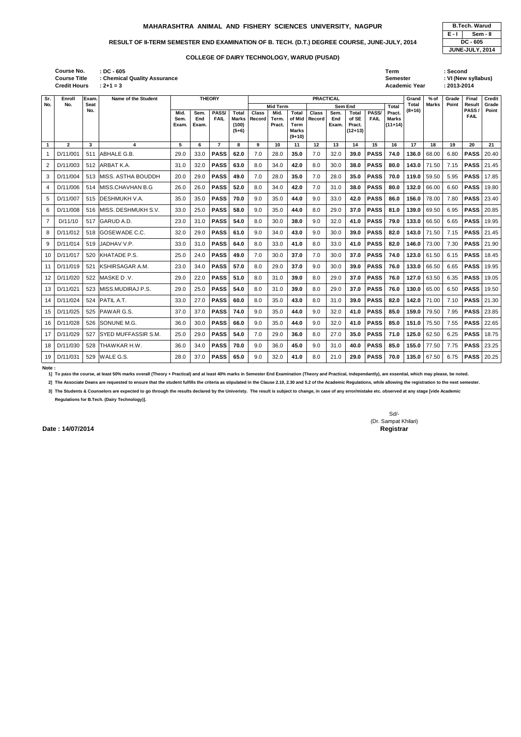# MAHARASHTRA ANIMAL AND FISHERY SCIENCES UNIVERSITY, NAGPUR

| B.Tech. Warud | |
|---|---|
| E - I | Sem - II |
| DC - 605 | |
| JUNE-JULY, 2014 | |

**RESULT OF II-TERM SEMESTER END EXAMINATION OF B. TECH. (D.T.) DEGREE COURSE, JUNE-JULY, 2014**

**COLLEGE OF DAIRY TECHNOLOGY, WARUD (PUSAD)**

**Course No.** : DC - 605
**Course Title** : Chemical Quality Assurance
**Credit Hours** : 2+1 = 3

**Term** : Second
**Semester** : VI (New syllabus)
**Academic Year** : 2013-2014

| Sr. No. | Enroll No. | Exam. Seat No. | Name of the Student | THEORY | | | | PRACTICAL | | | | | | | | | Grand Total (8+16) | % of Marks | Grade Point | Final Result PASS / FAIL | Credit Grade Point |
|---|---|---|---|---|---|---|---|---|---|---|---|---|---|---|---|---|---|---|---|---|---|
| | | | | Mid. Sem. Exam. | Sem. End Exam. | PASS/ FAIL | Total Marks (100) (5+6) | Mid Term | | | Sem End | | | | Total Pract. Marks (11+14) | | | | | | |
| | | | | | | | | Class Record | Mid. Term. Pract. | Total of Mid Term Marks (9+10) | Class Record | Sem. End Exam. | Total of SE Pract. (12+13) | PASS/ FAIL | | | | | | | |
| 1 | 2 | 3 | 4 | 5 | 6 | 7 | 8 | 9 | 10 | 11 | 12 | 13 | 14 | 15 | 16 | 17 | 18 | 19 | 20 | 21 |
| 1 | D/11/001 | 511 | ABHALE G.B. | 29.0 | 33.0 | **PASS** | **62.0** | 7.0 | 28.0 | **35.0** | 7.0 | 32.0 | **39.0** | **PASS** | **74.0** | **136.0** | 68.00 | 6.80 | **PASS** | 20.40 |
| 2 | D/11/003 | 512 | ARBAT K.A. | 31.0 | 32.0 | **PASS** | **63.0** | 8.0 | 34.0 | **42.0** | 8.0 | 30.0 | **38.0** | **PASS** | **80.0** | **143.0** | 71.50 | 7.15 | **PASS** | 21.45 |
| 3 | D/11/004 | 513 | MISS. ASTHA BOUDDH | 20.0 | 29.0 | **PASS** | **49.0** | 7.0 | 28.0 | **35.0** | 7.0 | 28.0 | **35.0** | **PASS** | **70.0** | **119.0** | 59.50 | 5.95 | **PASS** | 17.85 |
| 4 | D/11/006 | 514 | MISS.CHAVHAN B.G | 26.0 | 26.0 | **PASS** | **52.0** | 8.0 | 34.0 | **42.0** | 7.0 | 31.0 | **38.0** | **PASS** | **80.0** | **132.0** | 66.00 | 6.60 | **PASS** | 19.80 |
| 5 | D/11/007 | 515 | DESHMUKH V.A. | 35.0 | 35.0 | **PASS** | **70.0** | 9.0 | 35.0 | **44.0** | 9.0 | 33.0 | **42.0** | **PASS** | **86.0** | **156.0** | 78.00 | 7.80 | **PASS** | 23.40 |
| 6 | D/11/008 | 516 | MISS. DESHMUKH S.V. | 33.0 | 25.0 | **PASS** | **58.0** | 9.0 | 35.0 | **44.0** | 8.0 | 29.0 | **37.0** | **PASS** | **81.0** | **139.0** | 69.50 | 6.95 | **PASS** | 20.85 |
| 7 | D/11/10 | 517 | GARUD A.D. | 23.0 | 31.0 | **PASS** | **54.0** | 8.0 | 30.0 | **38.0** | 9.0 | 32.0 | **41.0** | **PASS** | **79.0** | **133.0** | 66.50 | 6.65 | **PASS** | 19.95 |
| 8 | D/11/012 | 518 | GOSEWADE C.C. | 32.0 | 29.0 | **PASS** | **61.0** | 9.0 | 34.0 | **43.0** | 9.0 | 30.0 | **39.0** | **PASS** | **82.0** | **143.0** | 71.50 | 7.15 | **PASS** | 21.45 |
| 9 | D/11/014 | 519 | JADHAV V.P. | 33.0 | 31.0 | **PASS** | **64.0** | 8.0 | 33.0 | **41.0** | 8.0 | 33.0 | **41.0** | **PASS** | **82.0** | **146.0** | 73.00 | 7.30 | **PASS** | 21.90 |
| 10 | D/11/017 | 520 | KHATADE P.S. | 25.0 | 24.0 | **PASS** | **49.0** | 7.0 | 30.0 | **37.0** | 7.0 | 30.0 | **37.0** | **PASS** | **74.0** | **123.0** | 61.50 | 6.15 | **PASS** | 18.45 |
| 11 | D/11/019 | 521 | KSHIRSAGAR A.M. | 23.0 | 34.0 | **PASS** | **57.0** | 8.0 | 29.0 | **37.0** | 9.0 | 30.0 | **39.0** | **PASS** | **76.0** | **133.0** | 66.50 | 6.65 | **PASS** | 19.95 |
| 12 | D/11/020 | 522 | MASKE D .V. | 29.0 | 22.0 | **PASS** | **51.0** | 8.0 | 31.0 | **39.0** | 8.0 | 29.0 | **37.0** | **PASS** | **76.0** | **127.0** | 63.50 | 6.35 | **PASS** | 19.05 |
| 13 | D/11/021 | 523 | MISS.MUDIRAJ P.S. | 29.0 | 25.0 | **PASS** | **54.0** | 8.0 | 31.0 | **39.0** | 8.0 | 29.0 | **37.0** | **PASS** | **76.0** | **130.0** | 65.00 | 6.50 | **PASS** | 19.50 |
| 14 | D/11/024 | 524 | PATIL A.T. | 33.0 | 27.0 | **PASS** | **60.0** | 8.0 | 35.0 | **43.0** | 8.0 | 31.0 | **39.0** | **PASS** | **82.0** | **142.0** | 71.00 | 7.10 | **PASS** | 21.30 |
| 15 | D/11/025 | 525 | PAWAR G.S. | 37.0 | 37.0 | **PASS** | **74.0** | 9.0 | 35.0 | **44.0** | 9.0 | 32.0 | **41.0** | **PASS** | **85.0** | **159.0** | 79.50 | 7.95 | **PASS** | 23.85 |
| 16 | D/11/028 | 526 | SONUNE M.G. | 36.0 | 30.0 | **PASS** | **66.0** | 9.0 | 35.0 | **44.0** | 9.0 | 32.0 | **41.0** | **PASS** | **85.0** | **151.0** | 75.50 | 7.55 | **PASS** | 22.65 |
| 17 | D/11/029 | 527 | SYED MUFFASSIR S.M. | 25.0 | 29.0 | **PASS** | **54.0** | 7.0 | 29.0 | **36.0** | 8.0 | 27.0 | **35.0** | **PASS** | **71.0** | **125.0** | 62.50 | 6.25 | **PASS** | 18.75 |
| 18 | D/11/030 | 528 | THAWKAR H.W. | 36.0 | 34.0 | **PASS** | **70.0** | 9.0 | 36.0 | **45.0** | 9.0 | 31.0 | **40.0** | **PASS** | **85.0** | **155.0** | 77.50 | 7.75 | **PASS** | 23.25 |
| 19 | D/11/031 | 529 | WALE G.S. | 28.0 | 37.0 | **PASS** | **65.0** | 9.0 | 32.0 | **41.0** | 8.0 | 21.0 | **29.0** | **PASS** | **70.0** | **135.0** | 67.50 | 6.75 | **PASS** | 20.25 |

**Note :**

**1] To pass the course, at least 50% marks overall (Theory + Practical) and at least 40% marks in Semester End Examination (Theory and Practical, independantly), are essential, which may please, be noted.**

**2] The Associate Deans are requested to ensure that the student fulfills the criteria as stipulated in the Clause 2.10, 2.30 and 5.2 of the Academic Regulations, while allowing the registration to the next semester.**

**3] The Students & Counselors are expected to go through the results declared by the Univeristy. The result is subject to change, in case of any error/mistake etc. observed at any stage [vide Academic Regulations for B.Tech. (Dairy Technology)].**

Sd/-
(Dr. Sampat Khilari)
**Registrar**

**Date : 14/07/2014**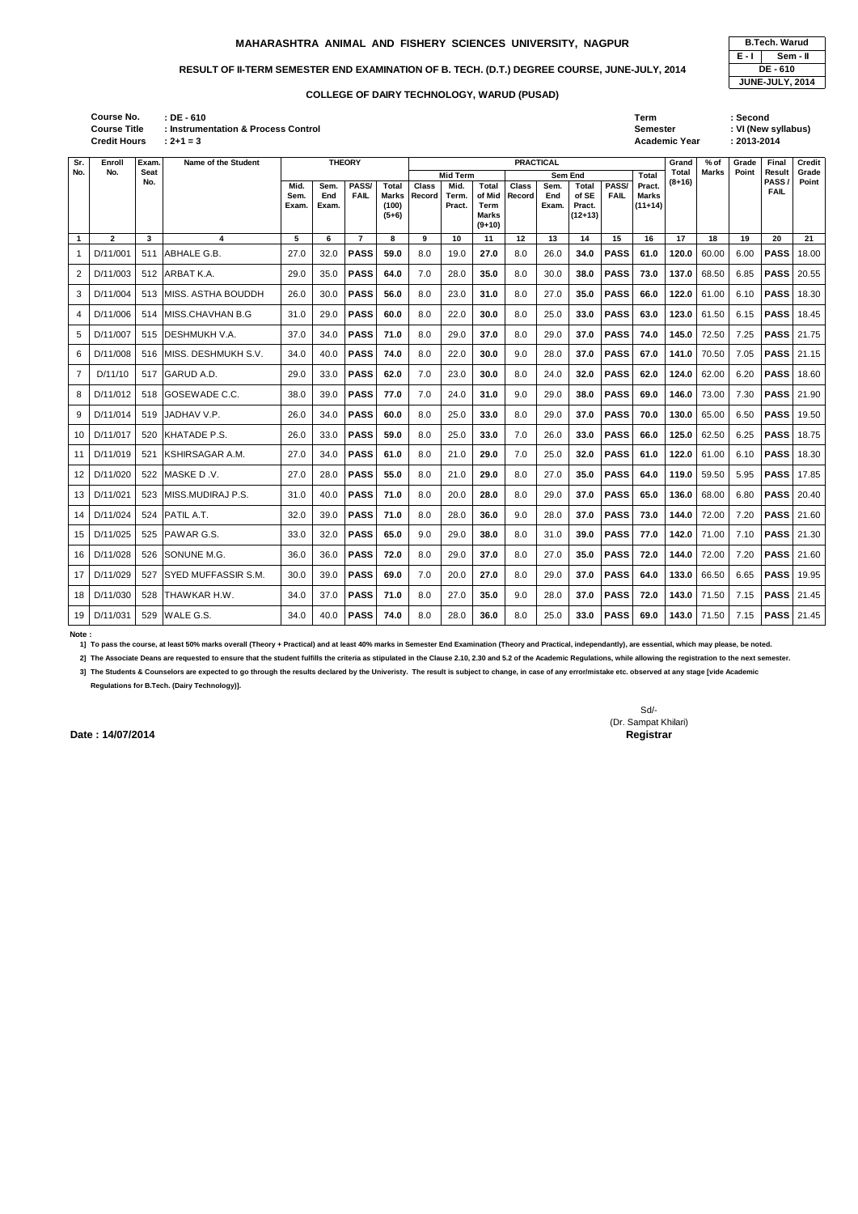# MAHARASHTRA ANIMAL AND FISHERY SCIENCES UNIVERSITY, NAGPUR

| B.Tech. Warud | |
|---|---|
| E - I | Sem - II |
| DE - 610 | |
| JUNE-JULY, 2014 | |

## RESULT OF II-TERM SEMESTER END EXAMINATION OF B. TECH. (D.T.) DEGREE COURSE, JUNE-JULY, 2014

### COLLEGE OF DAIRY TECHNOLOGY, WARUD (PUSAD)

**Course No.** : DE - 610
**Course Title** : Instrumentation & Process Control
**Credit Hours** : 2+1 = 3

**Term** : Second
**Semester** : VI (New syllabus)
**Academic Year** : 2013-2014

| Sr. No. | Enroll No. | Exam. Seat No. | Name of the Student | THEORY | | | | PRACTICAL | | | | | | | | Grand Total (8+16) | % of Marks | Grade Point | Final Result PASS / FAIL | Credit Grade Point |
|---|---|---|---|---|---|---|---|---|---|---|---|---|---|---|---|---|---|---|---|---|
| | | | | Mid. Sem. Exam. | Sem. End Exam. | PASS/ FAIL | Total Marks (100) (5+6) | Mid Term | | | Sem End | | | | Total Pract. Marks (11+14) | | | | | |
| | | | | | | | | Class Record | Mid. Term. Pract. | Total of Mid Term Marks (9+10) | Class Record | Sem. End Exam. | Total of SE Pract. (12+13) | PASS/ FAIL | | | | | | |
| 1 | 2 | 3 | 4 | 5 | 6 | 7 | 8 | 9 | 10 | 11 | 12 | 13 | 14 | 15 | 16 | 17 | 18 | 19 | 20 | 21 |
| 1 | D/11/001 | 511 | ABHALE G.B. | 27.0 | 32.0 | PASS | 59.0 | 8.0 | 19.0 | 27.0 | 8.0 | 26.0 | 34.0 | PASS | 61.0 | 120.0 | 60.00 | 6.00 | PASS | 18.00 |
| 2 | D/11/003 | 512 | ARBAT K.A. | 29.0 | 35.0 | PASS | 64.0 | 7.0 | 28.0 | 35.0 | 8.0 | 30.0 | 38.0 | PASS | 73.0 | 137.0 | 68.50 | 6.85 | PASS | 20.55 |
| 3 | D/11/004 | 513 | MISS. ASTHA BOUDDH | 26.0 | 30.0 | PASS | 56.0 | 8.0 | 23.0 | 31.0 | 8.0 | 27.0 | 35.0 | PASS | 66.0 | 122.0 | 61.00 | 6.10 | PASS | 18.30 |
| 4 | D/11/006 | 514 | MISS.CHAVHAN B.G | 31.0 | 29.0 | PASS | 60.0 | 8.0 | 22.0 | 30.0 | 8.0 | 25.0 | 33.0 | PASS | 63.0 | 123.0 | 61.50 | 6.15 | PASS | 18.45 |
| 5 | D/11/007 | 515 | DESHMUKH V.A. | 37.0 | 34.0 | PASS | 71.0 | 8.0 | 29.0 | 37.0 | 8.0 | 29.0 | 37.0 | PASS | 74.0 | 145.0 | 72.50 | 7.25 | PASS | 21.75 |
| 6 | D/11/008 | 516 | MISS. DESHMUKH S.V. | 34.0 | 40.0 | PASS | 74.0 | 8.0 | 22.0 | 30.0 | 9.0 | 28.0 | 37.0 | PASS | 67.0 | 141.0 | 70.50 | 7.05 | PASS | 21.15 |
| 7 | D/11/10 | 517 | GARUD A.D. | 29.0 | 33.0 | PASS | 62.0 | 7.0 | 23.0 | 30.0 | 8.0 | 24.0 | 32.0 | PASS | 62.0 | 124.0 | 62.00 | 6.20 | PASS | 18.60 |
| 8 | D/11/012 | 518 | GOSEWADE C.C. | 38.0 | 39.0 | PASS | 77.0 | 7.0 | 24.0 | 31.0 | 9.0 | 29.0 | 38.0 | PASS | 69.0 | 146.0 | 73.00 | 7.30 | PASS | 21.90 |
| 9 | D/11/014 | 519 | JADHAV V.P. | 26.0 | 34.0 | PASS | 60.0 | 8.0 | 25.0 | 33.0 | 8.0 | 29.0 | 37.0 | PASS | 70.0 | 130.0 | 65.00 | 6.50 | PASS | 19.50 |
| 10 | D/11/017 | 520 | KHATADE P.S. | 26.0 | 33.0 | PASS | 59.0 | 8.0 | 25.0 | 33.0 | 7.0 | 26.0 | 33.0 | PASS | 66.0 | 125.0 | 62.50 | 6.25 | PASS | 18.75 |
| 11 | D/11/019 | 521 | KSHIRSAGAR A.M. | 27.0 | 34.0 | PASS | 61.0 | 8.0 | 21.0 | 29.0 | 7.0 | 25.0 | 32.0 | PASS | 61.0 | 122.0 | 61.00 | 6.10 | PASS | 18.30 |
| 12 | D/11/020 | 522 | MASKE D .V. | 27.0 | 28.0 | PASS | 55.0 | 8.0 | 21.0 | 29.0 | 8.0 | 27.0 | 35.0 | PASS | 64.0 | 119.0 | 59.50 | 5.95 | PASS | 17.85 |
| 13 | D/11/021 | 523 | MISS.MUDIRAJ P.S. | 31.0 | 40.0 | PASS | 71.0 | 8.0 | 20.0 | 28.0 | 8.0 | 29.0 | 37.0 | PASS | 65.0 | 136.0 | 68.00 | 6.80 | PASS | 20.40 |
| 14 | D/11/024 | 524 | PATIL A.T. | 32.0 | 39.0 | PASS | 71.0 | 8.0 | 28.0 | 36.0 | 9.0 | 28.0 | 37.0 | PASS | 73.0 | 144.0 | 72.00 | 7.20 | PASS | 21.60 |
| 15 | D/11/025 | 525 | PAWAR G.S. | 33.0 | 32.0 | PASS | 65.0 | 9.0 | 29.0 | 38.0 | 8.0 | 31.0 | 39.0 | PASS | 77.0 | 142.0 | 71.00 | 7.10 | PASS | 21.30 |
| 16 | D/11/028 | 526 | SONUNE M.G. | 36.0 | 36.0 | PASS | 72.0 | 8.0 | 29.0 | 37.0 | 8.0 | 27.0 | 35.0 | PASS | 72.0 | 144.0 | 72.00 | 7.20 | PASS | 21.60 |
| 17 | D/11/029 | 527 | SYED MUFFASSIR S.M. | 30.0 | 39.0 | PASS | 69.0 | 7.0 | 20.0 | 27.0 | 8.0 | 29.0 | 37.0 | PASS | 64.0 | 133.0 | 66.50 | 6.65 | PASS | 19.95 |
| 18 | D/11/030 | 528 | THAWKAR H.W. | 34.0 | 37.0 | PASS | 71.0 | 8.0 | 27.0 | 35.0 | 9.0 | 28.0 | 37.0 | PASS | 72.0 | 143.0 | 71.50 | 7.15 | PASS | 21.45 |
| 19 | D/11/031 | 529 | WALE G.S. | 34.0 | 40.0 | PASS | 74.0 | 8.0 | 28.0 | 36.0 | 8.0 | 25.0 | 33.0 | PASS | 69.0 | 143.0 | 71.50 | 7.15 | PASS | 21.45 |

**Note :**

**1] To pass the course, at least 50% marks overall (Theory + Practical) and at least 40% marks in Semester End Examination (Theory and Practical, independantly), are essential, which may please, be noted.**

**2] The Associate Deans are requested to ensure that the student fulfills the criteria as stipulated in the Clause 2.10, 2.30 and 5.2 of the Academic Regulations, while allowing the registration to the next semester.**

**3] The Students & Counselors are expected to go through the results declared by the Univeristy. The result is subject to change, in case of any error/mistake etc. observed at any stage [vide Academic Regulations for B.Tech. (Dairy Technology)].**

Sd/-
(Dr. Sampat Khilari)
**Registrar**

**Date : 14/07/2014**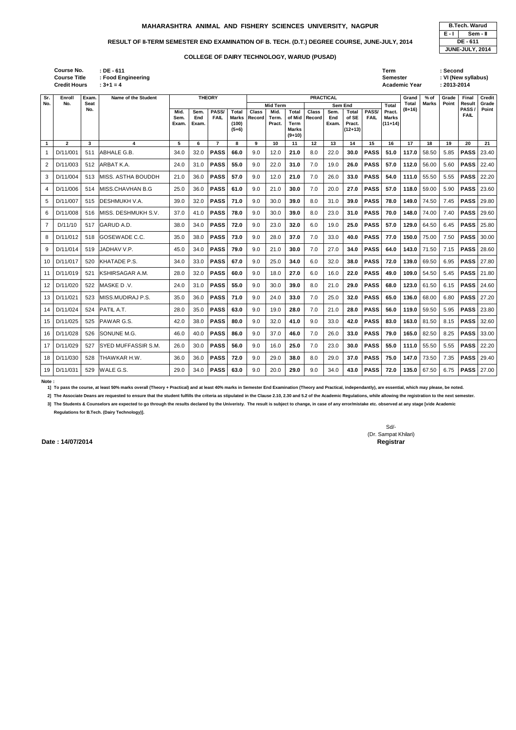# MAHARASHTRA ANIMAL AND FISHERY SCIENCES UNIVERSITY, NAGPUR

| B.Tech. Warud | |
|---|---|
| E - I | Sem - II |
| DE - 611 | |
| JUNE-JULY, 2014 | |

## RESULT OF II-TERM SEMESTER END EXAMINATION OF B. TECH. (D.T.) DEGREE COURSE, JUNE-JULY, 2014

### COLLEGE OF DAIRY TECHNOLOGY, WARUD (PUSAD)

**Course No.** : DE - 611
**Course Title** : Food Engineering
**Credit Hours** : 3+1 = 4

**Term** : Second
**Semester** : VI (New syllabus)
**Academic Year** : 2013-2014

| Sr. No. | Enroll No. | Exam. Seat No. | Name of the Student | THEORY | | | | PRACTICAL | | | | | | | | Grand Total (8+16) | % of Marks | Grade Point | Final Result PASS / FAIL | Credit Grade Point |
|---|---|---|---|---|---|---|---|---|---|---|---|---|---|---|---|---|---|---|---|---|
| | | | | | | | | Mid Term | | | Sem End | | | | | | | | | |
| | | | | Mid. Sem. Exam. | Sem. End Exam. | PASS/ FAIL | Total Marks (100) (5+6) | Class Record | Mid. Term. Pract. | Total of Mid Term Marks (9+10) | Class Record | Sem. End Exam. | Total of SE Pract. (12+13) | PASS/ FAIL | Total Pract. Marks (11+14) | | | | | |
| 1 | 2 | 3 | 4 | 5 | 6 | 7 | 8 | 9 | 10 | 11 | 12 | 13 | 14 | 15 | 16 | 17 | 18 | 19 | 20 | 21 |
| 1 | D/11/001 | 511 | ABHALE G.B. | 34.0 | 32.0 | **PASS** | **66.0** | 9.0 | 12.0 | **21.0** | 8.0 | 22.0 | **30.0** | **PASS** | **51.0** | **117.0** | 58.50 | 5.85 | **PASS** | 23.40 |
| 2 | D/11/003 | 512 | ARBAT K.A. | 24.0 | 31.0 | **PASS** | **55.0** | 9.0 | 22.0 | **31.0** | 7.0 | 19.0 | **26.0** | **PASS** | **57.0** | **112.0** | 56.00 | 5.60 | **PASS** | 22.40 |
| 3 | D/11/004 | 513 | MISS. ASTHA BOUDDH | 21.0 | 36.0 | **PASS** | **57.0** | 9.0 | 12.0 | **21.0** | 7.0 | 26.0 | **33.0** | **PASS** | **54.0** | **111.0** | 55.50 | 5.55 | **PASS** | 22.20 |
| 4 | D/11/006 | 514 | MISS.CHAVHAN B.G | 25.0 | 36.0 | **PASS** | **61.0** | 9.0 | 21.0 | **30.0** | 7.0 | 20.0 | **27.0** | **PASS** | **57.0** | **118.0** | 59.00 | 5.90 | **PASS** | 23.60 |
| 5 | D/11/007 | 515 | DESHMUKH V.A. | 39.0 | 32.0 | **PASS** | **71.0** | 9.0 | 30.0 | **39.0** | 8.0 | 31.0 | **39.0** | **PASS** | **78.0** | **149.0** | 74.50 | 7.45 | **PASS** | 29.80 |
| 6 | D/11/008 | 516 | MISS. DESHMUKH S.V. | 37.0 | 41.0 | **PASS** | **78.0** | 9.0 | 30.0 | **39.0** | 8.0 | 23.0 | **31.0** | **PASS** | **70.0** | **148.0** | 74.00 | 7.40 | **PASS** | 29.60 |
| 7 | D/11/10 | 517 | GARUD A.D. | 38.0 | 34.0 | **PASS** | **72.0** | 9.0 | 23.0 | **32.0** | 6.0 | 19.0 | **25.0** | **PASS** | **57.0** | **129.0** | 64.50 | 6.45 | **PASS** | 25.80 |
| 8 | D/11/012 | 518 | GOSEWADE C.C. | 35.0 | 38.0 | **PASS** | **73.0** | 9.0 | 28.0 | **37.0** | 7.0 | 33.0 | **40.0** | **PASS** | **77.0** | **150.0** | 75.00 | 7.50 | **PASS** | 30.00 |
| 9 | D/11/014 | 519 | JADHAV V.P. | 45.0 | 34.0 | **PASS** | **79.0** | 9.0 | 21.0 | **30.0** | 7.0 | 27.0 | **34.0** | **PASS** | **64.0** | **143.0** | 71.50 | 7.15 | **PASS** | 28.60 |
| 10 | D/11/016 | 520 | KHATADE P.S. | 34.0 | 33.0 | **PASS** | **67.0** | 9.0 | 25.0 | **34.0** | 6.0 | 32.0 | **38.0** | **PASS** | **72.0** | **139.0** | 69.50 | 6.95 | **PASS** | 27.80 |
| 11 | D/11/019 | 521 | KSHIRSAGAR A.M. | 28.0 | 32.0 | **PASS** | **60.0** | 9.0 | 18.0 | **27.0** | 6.0 | 16.0 | **22.0** | **PASS** | **49.0** | **109.0** | 54.50 | 5.45 | **PASS** | 21.80 |
| 12 | D/11/020 | 522 | MASKE D .V. | 24.0 | 31.0 | **PASS** | **55.0** | 9.0 | 30.0 | **39.0** | 8.0 | 21.0 | **29.0** | **PASS** | **68.0** | **123.0** | 61.50 | 6.15 | **PASS** | 24.60 |
| 13 | D/11/021 | 523 | MISS.MUDIRAJ P.S. | 35.0 | 36.0 | **PASS** | **71.0** | 9.0 | 24.0 | **33.0** | 7.0 | 25.0 | **32.0** | **PASS** | **65.0** | **136.0** | 68.00 | 6.80 | **PASS** | 27.20 |
| 14 | D/11/024 | 524 | PATIL A.T. | 28.0 | 35.0 | **PASS** | **63.0** | 9.0 | 19.0 | **28.0** | 7.0 | 21.0 | **28.0** | **PASS** | **56.0** | **119.0** | 59.50 | 5.95 | **PASS** | 23.80 |
| 15 | D/11/025 | 525 | PAWAR G.S. | 42.0 | 38.0 | **PASS** | **80.0** | 9.0 | 32.0 | **41.0** | 9.0 | 33.0 | **42.0** | **PASS** | **83.0** | **163.0** | 81.50 | 8.15 | **PASS** | 32.60 |
| 16 | D/11/028 | 526 | SONUNE M.G. | 46.0 | 40.0 | **PASS** | **86.0** | 9.0 | 37.0 | **46.0** | 7.0 | 26.0 | **33.0** | **PASS** | **79.0** | **165.0** | 82.50 | 8.25 | **PASS** | 33.00 |
| 17 | D/11/029 | 527 | SYED MUFFASSIR S.M. | 26.0 | 30.0 | **PASS** | **56.0** | 9.0 | 16.0 | **25.0** | 7.0 | 23.0 | **30.0** | **PASS** | **55.0** | **111.0** | 55.50 | 5.55 | **PASS** | 22.20 |
| 18 | D/11/030 | 528 | THAWKAR H.W. | 36.0 | 36.0 | **PASS** | **72.0** | 9.0 | 29.0 | **38.0** | 8.0 | 29.0 | **37.0** | **PASS** | **75.0** | **147.0** | 73.50 | 7.35 | **PASS** | 29.40 |
| 19 | D/11/031 | 529 | WALE G.S. | 29.0 | 34.0 | **PASS** | **63.0** | 9.0 | 20.0 | **29.0** | 9.0 | 34.0 | **43.0** | **PASS** | **72.0** | **135.0** | 67.50 | 6.75 | **PASS** | 27.00 |

**Note :**

**1] To pass the course, at least 50% marks overall (Theory + Practical) and at least 40% marks in Semester End Examination (Theory and Practical, independantly), are essential, which may please, be noted.**

**2] The Associate Deans are requested to ensure that the student fulfills the criteria as stipulated in the Clause 2.10, 2.30 and 5.2 of the Academic Regulations, while allowing the registration to the next semester.**

**3] The Students & Counselors are expected to go through the results declared by the Univeristy. The result is subject to change, in case of any error/mistake etc. observed at any stage [vide Academic Regulations for B.Tech. (Dairy Technology)].**

Sd/-
(Dr. Sampat Khilari)
**Registrar**

**Date : 14/07/2014**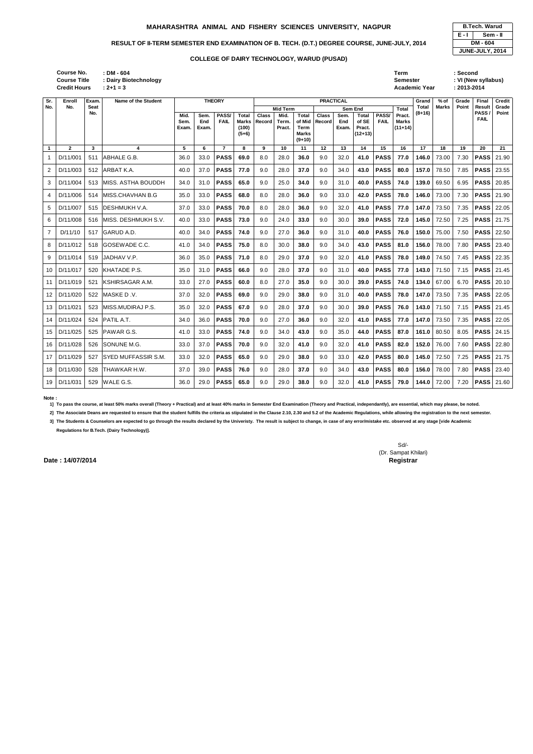# MAHARASHTRA ANIMAL AND FISHERY SCIENCES UNIVERSITY, NAGPUR

| B.Tech. Warud | |
|---|---|
| E - I | Sem - II |
| DM - 604 | |
| JUNE-JULY, 2014 | |

## RESULT OF II-TERM SEMESTER END EXAMINATION OF B. TECH. (D.T.) DEGREE COURSE, JUNE-JULY, 2014

### COLLEGE OF DAIRY TECHNOLOGY, WARUD (PUSAD)

**Course No.** : DM - 604
**Course Title** : Dairy Biotechnology
**Credit Hours** : 2+1 = 3

**Term** : Second
**Semester** : VI (New syllabus)
**Academic Year** : 2013-2014

| Sr. No. | Enroll No. | Exam. Seat No. | Name of the Student | THEORY | | | | PRACTICAL | | | | | | | | Grand Total (8+16) | % of Marks | Grade Point | Final Result PASS / FAIL | Credit Grade Point |
|---|---|---|---|---|---|---|---|---|---|---|---|---|---|---|---|---|---|---|---|---|
| | | | | | | | | Mid Term | | | Sem End | | | | | | | | | |
| | | | | Mid. Sem. Exam. | Sem. End Exam. | PASS/ FAIL | Total Marks (100) (5+6) | Class Record | Mid. Term. Pract. | Total of Mid Term Marks (9+10) | Class Record | Sem. End Exam. | Total of SE Pract. (12+13) | PASS/ FAIL | Total Pract. Marks (11+14) | | | | | |
| 1 | 2 | 3 | 4 | 5 | 6 | 7 | 8 | 9 | 10 | 11 | 12 | 13 | 14 | 15 | 16 | 17 | 18 | 19 | 20 | 21 |
| 1 | D/11/001 | 511 | ABHALE G.B. | 36.0 | 33.0 | **PASS** | **69.0** | 8.0 | 28.0 | **36.0** | 9.0 | 32.0 | **41.0** | **PASS** | **77.0** | **146.0** | 73.00 | 7.30 | **PASS** | 21.90 |
| 2 | D/11/003 | 512 | ARBAT K.A. | 40.0 | 37.0 | **PASS** | **77.0** | 9.0 | 28.0 | **37.0** | 9.0 | 34.0 | **43.0** | **PASS** | **80.0** | **157.0** | 78.50 | 7.85 | **PASS** | 23.55 |
| 3 | D/11/004 | 513 | MISS. ASTHA BOUDDH | 34.0 | 31.0 | **PASS** | **65.0** | 9.0 | 25.0 | **34.0** | 9.0 | 31.0 | **40.0** | **PASS** | **74.0** | **139.0** | 69.50 | 6.95 | **PASS** | 20.85 |
| 4 | D/11/006 | 514 | MISS.CHAVHAN B.G | 35.0 | 33.0 | **PASS** | **68.0** | 8.0 | 28.0 | **36.0** | 9.0 | 33.0 | **42.0** | **PASS** | **78.0** | **146.0** | 73.00 | 7.30 | **PASS** | 21.90 |
| 5 | D/11/007 | 515 | DESHMUKH V.A. | 37.0 | 33.0 | **PASS** | **70.0** | 8.0 | 28.0 | **36.0** | 9.0 | 32.0 | **41.0** | **PASS** | **77.0** | **147.0** | 73.50 | 7.35 | **PASS** | 22.05 |
| 6 | D/11/008 | 516 | MISS. DESHMUKH S.V. | 40.0 | 33.0 | **PASS** | **73.0** | 9.0 | 24.0 | **33.0** | 9.0 | 30.0 | **39.0** | **PASS** | **72.0** | **145.0** | 72.50 | 7.25 | **PASS** | 21.75 |
| 7 | D/11/10 | 517 | GARUD A.D. | 40.0 | 34.0 | **PASS** | **74.0** | 9.0 | 27.0 | **36.0** | 9.0 | 31.0 | **40.0** | **PASS** | **76.0** | **150.0** | 75.00 | 7.50 | **PASS** | 22.50 |
| 8 | D/11/012 | 518 | GOSEWADE C.C. | 41.0 | 34.0 | **PASS** | **75.0** | 8.0 | 30.0 | **38.0** | 9.0 | 34.0 | **43.0** | **PASS** | **81.0** | **156.0** | 78.00 | 7.80 | **PASS** | 23.40 |
| 9 | D/11/014 | 519 | JADHAV V.P. | 36.0 | 35.0 | **PASS** | **71.0** | 8.0 | 29.0 | **37.0** | 9.0 | 32.0 | **41.0** | **PASS** | **78.0** | **149.0** | 74.50 | 7.45 | **PASS** | 22.35 |
| 10 | D/11/017 | 520 | KHATADE P.S. | 35.0 | 31.0 | **PASS** | **66.0** | 9.0 | 28.0 | **37.0** | 9.0 | 31.0 | **40.0** | **PASS** | **77.0** | **143.0** | 71.50 | 7.15 | **PASS** | 21.45 |
| 11 | D/11/019 | 521 | KSHIRSAGAR A.M. | 33.0 | 27.0 | **PASS** | **60.0** | 8.0 | 27.0 | **35.0** | 9.0 | 30.0 | **39.0** | **PASS** | **74.0** | **134.0** | 67.00 | 6.70 | **PASS** | 20.10 |
| 12 | D/11/020 | 522 | MASKE D .V. | 37.0 | 32.0 | **PASS** | **69.0** | 9.0 | 29.0 | **38.0** | 9.0 | 31.0 | **40.0** | **PASS** | **78.0** | **147.0** | 73.50 | 7.35 | **PASS** | 22.05 |
| 13 | D/11/021 | 523 | MISS.MUDIRAJ P.S. | 35.0 | 32.0 | **PASS** | **67.0** | 9.0 | 28.0 | **37.0** | 9.0 | 30.0 | **39.0** | **PASS** | **76.0** | **143.0** | 71.50 | 7.15 | **PASS** | 21.45 |
| 14 | D/11/024 | 524 | PATIL A.T. | 34.0 | 36.0 | **PASS** | **70.0** | 9.0 | 27.0 | **36.0** | 9.0 | 32.0 | **41.0** | **PASS** | **77.0** | **147.0** | 73.50 | 7.35 | **PASS** | 22.05 |
| 15 | D/11/025 | 525 | PAWAR G.S. | 41.0 | 33.0 | **PASS** | **74.0** | 9.0 | 34.0 | **43.0** | 9.0 | 35.0 | **44.0** | **PASS** | **87.0** | **161.0** | 80.50 | 8.05 | **PASS** | 24.15 |
| 16 | D/11/028 | 526 | SONUNE M.G. | 33.0 | 37.0 | **PASS** | **70.0** | 9.0 | 32.0 | **41.0** | 9.0 | 32.0 | **41.0** | **PASS** | **82.0** | **152.0** | 76.00 | 7.60 | **PASS** | 22.80 |
| 17 | D/11/029 | 527 | SYED MUFFASSIR S.M. | 33.0 | 32.0 | **PASS** | **65.0** | 9.0 | 29.0 | **38.0** | 9.0 | 33.0 | **42.0** | **PASS** | **80.0** | **145.0** | 72.50 | 7.25 | **PASS** | 21.75 |
| 18 | D/11/030 | 528 | THAWKAR H.W. | 37.0 | 39.0 | **PASS** | **76.0** | 9.0 | 28.0 | **37.0** | 9.0 | 34.0 | **43.0** | **PASS** | **80.0** | **156.0** | 78.00 | 7.80 | **PASS** | 23.40 |
| 19 | D/11/031 | 529 | WALE G.S. | 36.0 | 29.0 | **PASS** | **65.0** | 9.0 | 29.0 | **38.0** | 9.0 | 32.0 | **41.0** | **PASS** | **79.0** | **144.0** | 72.00 | 7.20 | **PASS** | 21.60 |

**Note :**

**1] To pass the course, at least 50% marks overall (Theory + Practical) and at least 40% marks in Semester End Examination (Theory and Practical, independantly), are essential, which may please, be noted.**

**2] The Associate Deans are requested to ensure that the student fulfills the criteria as stipulated in the Clause 2.10, 2.30 and 5.2 of the Academic Regulations, while allowing the registration to the next semester.**

**3] The Students & Counselors are expected to go through the results declared by the Univeristy. The result is subject to change, in case of any error/mistake etc. observed at any stage [vide Academic Regulations for B.Tech. (Dairy Technology)].**

Sd/-
(Dr. Sampat Khilari)
**Registrar**

**Date : 14/07/2014**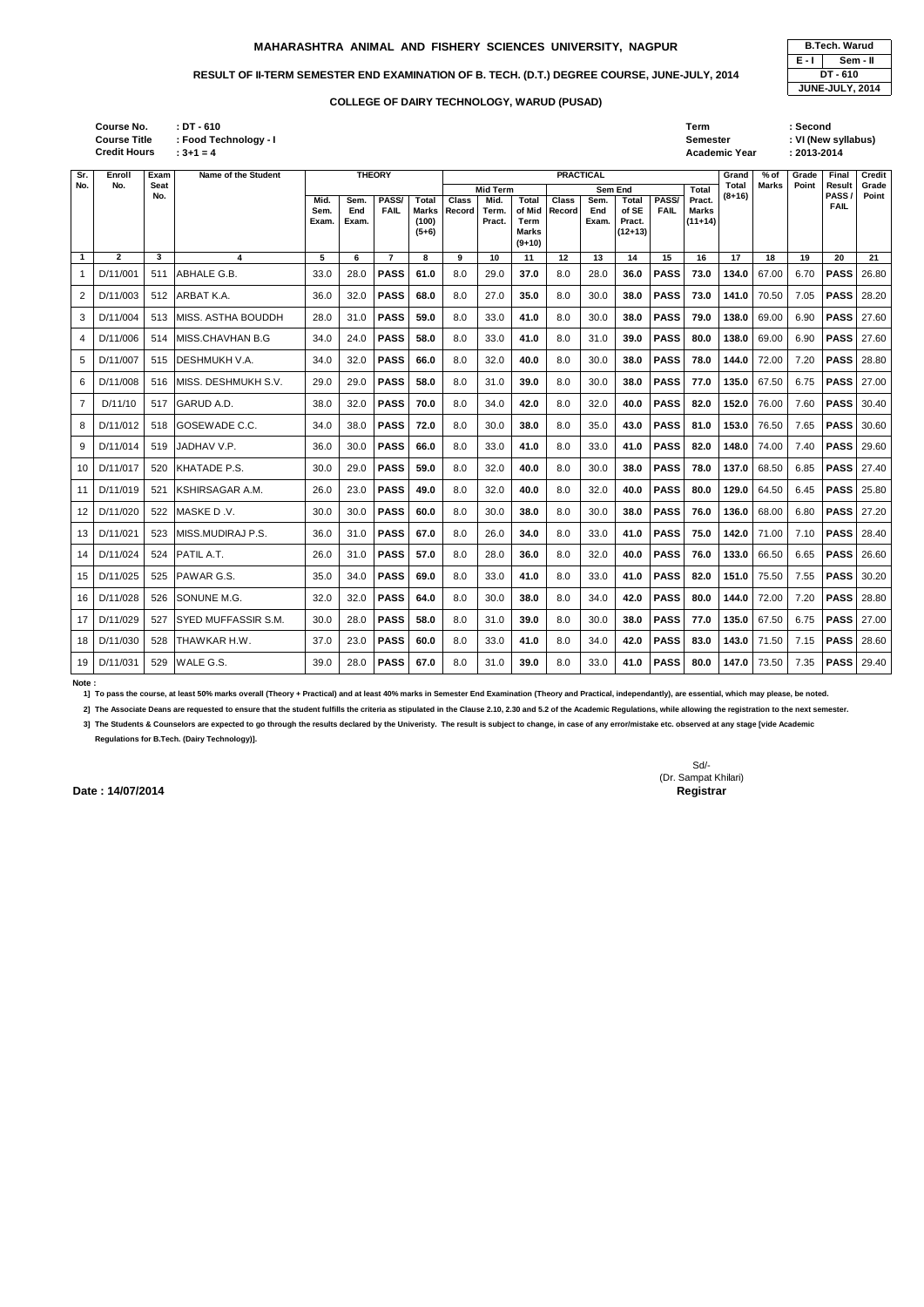**MAHARASHTRA ANIMAL AND FISHERY SCIENCES UNIVERSITY, NAGPUR**

**RESULT OF II-TERM SEMESTER END EXAMINATION OF B. TECH. (D.T.) DEGREE COURSE, JUNE-JULY, 2014**

**COLLEGE OF DAIRY TECHNOLOGY, WARUD (PUSAD)**

| B.Tech. Warud | |
|---|---|
| E - I | Sem - II |
| DT - 610 | |
| JUNE-JULY, 2014 | |

**Course No.** : DT - 610
**Course Title** : Food Technology - I
**Credit Hours** : 3+1 = 4

**Term** : Second
**Semester** : VI (New syllabus)
**Academic Year** : 2013-2014

| Sr. No. | Enroll No. | Exam Seat No. | Name of the Student | THEORY | | | | PRACTICAL | | | | | | | | Grand Total (8+16) | % of Marks | Grade Point | Final Result PASS / FAIL | Credit Grade Point |
|---|---|---|---|---|---|---|---|---|---|---|---|---|---|---|---|---|---|---|---|---|
| | | | | Mid. Sem. Exam. | Sem. End Exam. | PASS/ FAIL | Total Marks (100) (5+6) | Mid Term | | | Sem End | | | | Total Pract. Marks (11+14) | | | | | |
| | | | | | | | | Class Record | Mid. Term. Pract. | Total of Mid Term Marks (9+10) | Class Record | Sem. End Exam. | Total of SE Pract. (12+13) | PASS/ FAIL | | | | | | |
| 1 | 2 | 3 | 4 | 5 | 6 | 7 | 8 | 9 | 10 | 11 | 12 | 13 | 14 | 15 | 16 | 17 | 18 | 19 | 20 | 21 |
| 1 | D/11/001 | 511 | ABHALE G.B. | 33.0 | 28.0 | **PASS** | **61.0** | 8.0 | 29.0 | **37.0** | 8.0 | 28.0 | **36.0** | **PASS** | **73.0** | **134.0** | 67.00 | 6.70 | **PASS** | 26.80 |
| 2 | D/11/003 | 512 | ARBAT K.A. | 36.0 | 32.0 | **PASS** | **68.0** | 8.0 | 27.0 | **35.0** | 8.0 | 30.0 | **38.0** | **PASS** | **73.0** | **141.0** | 70.50 | 7.05 | **PASS** | 28.20 |
| 3 | D/11/004 | 513 | MISS. ASTHA BOUDDH | 28.0 | 31.0 | **PASS** | **59.0** | 8.0 | 33.0 | **41.0** | 8.0 | 30.0 | **38.0** | **PASS** | **79.0** | **138.0** | 69.00 | 6.90 | **PASS** | 27.60 |
| 4 | D/11/006 | 514 | MISS.CHAVHAN B.G | 34.0 | 24.0 | **PASS** | **58.0** | 8.0 | 33.0 | **41.0** | 8.0 | 31.0 | **39.0** | **PASS** | **80.0** | **138.0** | 69.00 | 6.90 | **PASS** | 27.60 |
| 5 | D/11/007 | 515 | DESHMUKH V.A. | 34.0 | 32.0 | **PASS** | **66.0** | 8.0 | 32.0 | **40.0** | 8.0 | 30.0 | **38.0** | **PASS** | **78.0** | **144.0** | 72.00 | 7.20 | **PASS** | 28.80 |
| 6 | D/11/008 | 516 | MISS. DESHMUKH S.V. | 29.0 | 29.0 | **PASS** | **58.0** | 8.0 | 31.0 | **39.0** | 8.0 | 30.0 | **38.0** | **PASS** | **77.0** | **135.0** | 67.50 | 6.75 | **PASS** | 27.00 |
| 7 | D/11/10 | 517 | GARUD A.D. | 38.0 | 32.0 | **PASS** | **70.0** | 8.0 | 34.0 | **42.0** | 8.0 | 32.0 | **40.0** | **PASS** | **82.0** | **152.0** | 76.00 | 7.60 | **PASS** | 30.40 |
| 8 | D/11/012 | 518 | GOSEWADE C.C. | 34.0 | 38.0 | **PASS** | **72.0** | 8.0 | 30.0 | **38.0** | 8.0 | 35.0 | **43.0** | **PASS** | **81.0** | **153.0** | 76.50 | 7.65 | **PASS** | 30.60 |
| 9 | D/11/014 | 519 | JADHAV V.P. | 36.0 | 30.0 | **PASS** | **66.0** | 8.0 | 33.0 | **41.0** | 8.0 | 33.0 | **41.0** | **PASS** | **82.0** | **148.0** | 74.00 | 7.40 | **PASS** | 29.60 |
| 10 | D/11/017 | 520 | KHATADE P.S. | 30.0 | 29.0 | **PASS** | **59.0** | 8.0 | 32.0 | **40.0** | 8.0 | 30.0 | **38.0** | **PASS** | **78.0** | **137.0** | 68.50 | 6.85 | **PASS** | 27.40 |
| 11 | D/11/019 | 521 | KSHIRSAGAR A.M. | 26.0 | 23.0 | **PASS** | **49.0** | 8.0 | 32.0 | **40.0** | 8.0 | 32.0 | **40.0** | **PASS** | **80.0** | **129.0** | 64.50 | 6.45 | **PASS** | 25.80 |
| 12 | D/11/020 | 522 | MASKE D .V. | 30.0 | 30.0 | **PASS** | **60.0** | 8.0 | 30.0 | **38.0** | 8.0 | 30.0 | **38.0** | **PASS** | **76.0** | **136.0** | 68.00 | 6.80 | **PASS** | 27.20 |
| 13 | D/11/021 | 523 | MISS.MUDIRAJ P.S. | 36.0 | 31.0 | **PASS** | **67.0** | 8.0 | 26.0 | **34.0** | 8.0 | 33.0 | **41.0** | **PASS** | **75.0** | **142.0** | 71.00 | 7.10 | **PASS** | 28.40 |
| 14 | D/11/024 | 524 | PATIL A.T. | 26.0 | 31.0 | **PASS** | **57.0** | 8.0 | 28.0 | **36.0** | 8.0 | 32.0 | **40.0** | **PASS** | **76.0** | **133.0** | 66.50 | 6.65 | **PASS** | 26.60 |
| 15 | D/11/025 | 525 | PAWAR G.S. | 35.0 | 34.0 | **PASS** | **69.0** | 8.0 | 33.0 | **41.0** | 8.0 | 33.0 | **41.0** | **PASS** | **82.0** | **151.0** | 75.50 | 7.55 | **PASS** | 30.20 |
| 16 | D/11/028 | 526 | SONUNE M.G. | 32.0 | 32.0 | **PASS** | **64.0** | 8.0 | 30.0 | **38.0** | 8.0 | 34.0 | **42.0** | **PASS** | **80.0** | **144.0** | 72.00 | 7.20 | **PASS** | 28.80 |
| 17 | D/11/029 | 527 | SYED MUFFASSIR S.M. | 30.0 | 28.0 | **PASS** | **58.0** | 8.0 | 31.0 | **39.0** | 8.0 | 30.0 | **38.0** | **PASS** | **77.0** | **135.0** | 67.50 | 6.75 | **PASS** | 27.00 |
| 18 | D/11/030 | 528 | THAWKAR H.W. | 37.0 | 23.0 | **PASS** | **60.0** | 8.0 | 33.0 | **41.0** | 8.0 | 34.0 | **42.0** | **PASS** | **83.0** | **143.0** | 71.50 | 7.15 | **PASS** | 28.60 |
| 19 | D/11/031 | 529 | WALE G.S. | 39.0 | 28.0 | **PASS** | **67.0** | 8.0 | 31.0 | **39.0** | 8.0 | 33.0 | **41.0** | **PASS** | **80.0** | **147.0** | 73.50 | 7.35 | **PASS** | 29.40 |

**Note :**

**1] To pass the course, at least 50% marks overall (Theory + Practical) and at least 40% marks in Semester End Examination (Theory and Practical, independantly), are essential, which may please, be noted.**

**2] The Associate Deans are requested to ensure that the student fulfills the criteria as stipulated in the Clause 2.10, 2.30 and 5.2 of the Academic Regulations, while allowing the registration to the next semester.**

**3] The Students & Counselors are expected to go through the results declared by the Univeristy. The result is subject to change, in case of any error/mistake etc. observed at any stage [vide Academic Regulations for B.Tech. (Dairy Technology)].**

Sd/-
(Dr. Sampat Khilari)
**Registrar**

**Date : 14/07/2014**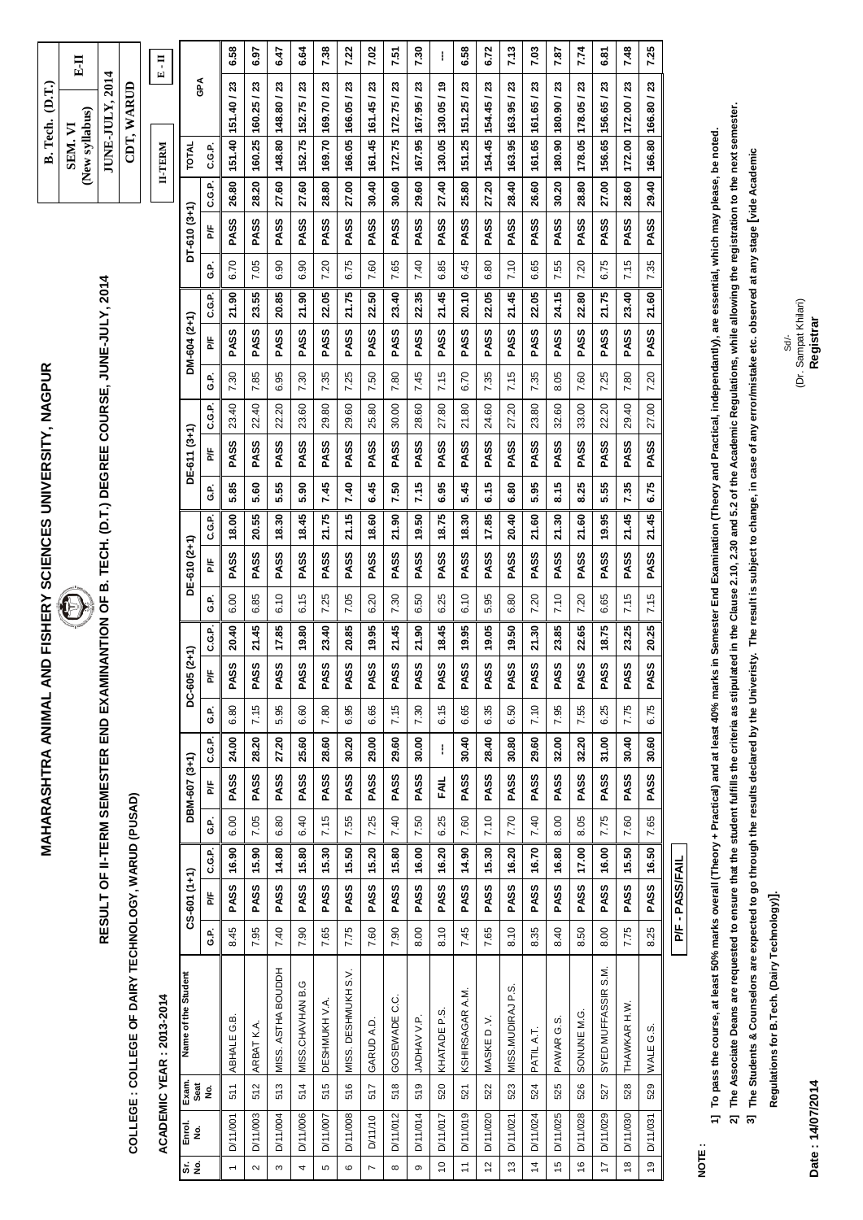# MAHARASHTRA ANIMAL AND FISHERY SCIENCES UNIVERSITY, NAGPUR

## RESULT OF II-TERM SEMESTER END EXAMINANTION OF B. TECH. (D.T.) DEGREE COURSE, JUNE-JULY, 2014

| B. Tech. (D.T.) | |
|---|---|
| SEM. VI (New syllabus) | E-II |
| JUNE-JULY, 2014 | |
| CDT, WARUD | |

**COLLEGE : COLLEGE OF DAIRY TECHNOLOGY, WARUD (PUSAD)**

**ACADEMIC YEAR : 2013-2014**

II-TERM E - II

| Sr. No. | Enrol. No. | Exam. Seat No. | Name of the Student | CS-601 (1+1) | | | DBM-607 (3+1) | | | DC-605 (2+1) | | | DE-610 (2+1) | | | DE-611 (3+1) | | | DM-604 (2+1) | | | DT-610 (3+1) | | | TOTAL | GPA |
|---|---|---|---|---|---|---|---|---|---|---|---|---|---|---|---|---|---|---|---|---|---|---|---|---|---|---|
| | | | | G.P. | P/F | C.G.P. | G.P. | P/F | C.G.P. | G.P. | P/F | C.G.P. | G.P. | P/F | C.G.P. | G.P. | P/F | C.G.P. | G.P. | P/F | C.G.P. | G.P. | P/F | C.G.P. | C.G.P. | |
| 1 | D/11/001 | 511 | ABHALE G.B. | 8.45 | PASS | 16.90 | 6.00 | PASS | 24.00 | 6.80 | PASS | 20.40 | 6.00 | PASS | 18.00 | 5.85 | PASS | 23.40 | 7.30 | PASS | 21.90 | 6.70 | PASS | 26.80 | 151.40 | 151.40 / 23 | 6.58 |
| 2 | D/11/003 | 512 | ARBAT K.A. | 7.95 | PASS | 15.90 | 7.05 | PASS | 28.20 | 7.15 | PASS | 21.45 | 6.85 | PASS | 20.55 | 5.60 | PASS | 22.40 | 7.85 | PASS | 23.55 | 7.05 | PASS | 28.20 | 160.25 | 160.25 / 23 | 6.97 |
| 3 | D/11/004 | 513 | MISS. ASTHA BOUDDH | 7.40 | PASS | 14.80 | 6.80 | PASS | 27.20 | 5.95 | PASS | 17.85 | 6.10 | PASS | 18.30 | 5.55 | PASS | 22.20 | 6.95 | PASS | 20.85 | 6.90 | PASS | 27.60 | 148.80 | 148.80 / 23 | 6.47 |
| 4 | D/11/006 | 514 | MISS.CHAVHAN B.G | 7.90 | PASS | 15.80 | 6.40 | PASS | 25.60 | 6.60 | PASS | 19.80 | 6.15 | PASS | 18.45 | 5.90 | PASS | 23.60 | 7.30 | PASS | 21.90 | 6.90 | PASS | 27.60 | 152.75 | 152.75 / 23 | 6.64 |
| 5 | D/11/007 | 515 | DESHMUKH V.A. | 7.65 | PASS | 15.30 | 7.15 | PASS | 28.60 | 7.80 | PASS | 23.40 | 7.25 | PASS | 21.75 | 7.45 | PASS | 29.80 | 7.35 | PASS | 22.05 | 7.20 | PASS | 28.80 | 169.70 | 169.70 / 23 | 7.38 |
| 6 | D/11/008 | 516 | MISS. DESHMUKH S.V. | 7.75 | PASS | 15.50 | 7.55 | PASS | 30.20 | 6.95 | PASS | 20.85 | 7.05 | PASS | 21.15 | 7.40 | PASS | 29.60 | 7.25 | PASS | 21.75 | 6.75 | PASS | 27.00 | 166.05 | 166.05 / 23 | 7.22 |
| 7 | D/11/10 | 517 | GARUD A.D. | 7.60 | PASS | 15.20 | 7.25 | PASS | 29.00 | 6.65 | PASS | 19.95 | 6.20 | PASS | 18.60 | 6.45 | PASS | 25.80 | 7.50 | PASS | 22.50 | 7.60 | PASS | 30.40 | 161.45 | 161.45 / 23 | 7.02 |
| 8 | D/11/012 | 518 | GOSEWADE C.C. | 7.90 | PASS | 15.80 | 7.40 | PASS | 29.60 | 7.15 | PASS | 21.45 | 7.30 | PASS | 21.90 | 7.50 | PASS | 30.00 | 7.80 | PASS | 23.40 | 7.65 | PASS | 30.60 | 172.75 | 172.75 / 23 | 7.51 |
| 9 | D/11/014 | 519 | JADHAV V.P. | 8.00 | PASS | 16.00 | 7.50 | PASS | 30.00 | 7.30 | PASS | 21.90 | 6.50 | PASS | 19.50 | 7.15 | PASS | 28.60 | 7.45 | PASS | 22.35 | 7.40 | PASS | 29.60 | 167.95 | 167.95 / 23 | 7.30 |
| 10 | D/11/017 | 520 | KHATADE P.S. | 8.10 | PASS | 16.20 | 6.25 | FAIL | --- | 6.15 | PASS | 18.45 | 6.25 | PASS | 18.75 | 6.95 | PASS | 27.80 | 7.15 | PASS | 21.45 | 6.85 | PASS | 27.40 | 130.05 | 130.05 / 19 | --- |
| 11 | D/11/019 | 521 | KSHIRSAGAR A.M. | 7.45 | PASS | 14.90 | 7.60 | PASS | 30.40 | 6.65 | PASS | 19.95 | 6.10 | PASS | 18.30 | 5.45 | PASS | 21.80 | 6.70 | PASS | 20.10 | 6.45 | PASS | 25.80 | 151.25 | 151.25 / 23 | 6.58 |
| 12 | D/11/020 | 522 | MASKE D. V. | 7.65 | PASS | 15.30 | 7.10 | PASS | 28.40 | 6.35 | PASS | 19.05 | 5.95 | PASS | 17.85 | 6.15 | PASS | 24.60 | 7.35 | PASS | 22.05 | 6.80 | PASS | 27.20 | 154.45 | 154.45 / 23 | 6.72 |
| 13 | D/11/021 | 523 | MISS.MUDIRAJ P.S. | 8.10 | PASS | 16.20 | 7.70 | PASS | 30.80 | 6.50 | PASS | 19.50 | 6.80 | PASS | 20.40 | 6.80 | PASS | 27.20 | 7.15 | PASS | 21.45 | 7.10 | PASS | 28.40 | 163.95 | 163.95 / 23 | 7.13 |
| 14 | D/11/024 | 524 | PATIL A.T. | 8.35 | PASS | 16.70 | 7.40 | PASS | 29.60 | 7.10 | PASS | 21.30 | 7.20 | PASS | 21.60 | 5.95 | PASS | 23.80 | 7.35 | PASS | 22.05 | 6.65 | PASS | 26.60 | 161.65 | 161.65 / 23 | 7.03 |
| 15 | D/11/025 | 525 | PAWAR G.S. | 8.40 | PASS | 16.80 | 8.00 | PASS | 32.00 | 7.95 | PASS | 23.85 | 7.10 | PASS | 21.30 | 8.15 | PASS | 32.60 | 8.05 | PASS | 24.15 | 7.55 | PASS | 30.20 | 180.90 | 180.90 / 23 | 7.87 |
| 16 | D/11/028 | 526 | SONUNE M.G. | 8.50 | PASS | 17.00 | 8.05 | PASS | 32.20 | 7.55 | PASS | 22.65 | 7.20 | PASS | 21.60 | 8.25 | PASS | 33.00 | 7.60 | PASS | 22.80 | 7.20 | PASS | 28.80 | 178.05 | 178.05 / 23 | 7.74 |
| 17 | D/11/029 | 527 | SYED MUFFASSIR S.M. | 8.00 | PASS | 16.00 | 7.75 | PASS | 31.00 | 6.25 | PASS | 18.75 | 6.65 | PASS | 19.95 | 5.55 | PASS | 22.20 | 7.25 | PASS | 21.75 | 6.75 | PASS | 27.00 | 156.65 | 156.65 / 23 | 6.81 |
| 18 | D/11/030 | 528 | THAWKAR H.W. | 7.75 | PASS | 15.50 | 7.60 | PASS | 30.40 | 7.75 | PASS | 23.25 | 7.15 | PASS | 21.45 | 7.35 | PASS | 29.40 | 7.80 | PASS | 23.40 | 7.15 | PASS | 28.60 | 172.00 | 172.00 / 23 | 7.48 |
| 19 | D/11/031 | 529 | WALE G.S. | 8.25 | PASS | 16.50 | 7.65 | PASS | 30.60 | 6.75 | PASS | 20.25 | 7.15 | PASS | 21.45 | 6.75 | PASS | 27.00 | 7.20 | PASS | 21.60 | 7.35 | PASS | 29.40 | 166.80 | 166.80 / 23 | 7.25 |

**P/F - PASS/FAIL**

**NOTE :**

1] To pass the course, at least 50% marks overall (Theory + Practical) and at least 40% marks in Semester End Examination (Theory and Practical, independantly), are essential, which may please, be noted.

2] The Associate Deans are requested to ensure that the student fulfills the criteria as stipulated in the Clause 2.10, 2.30 and 5.2 of the Academic Regulations, while allowing the registration to the next semester.

3] The Students & Counselors are expected to go through the results declared by the Univeristy. The result is subject to change, in case of any error/mistake etc. observed at any stage [vide Academic Regulations for B.Tech. (Dairy Technology)].

**Date : 14/07/2014**

Sd/-
(Dr. Sampat Khilari)
**Registrar**